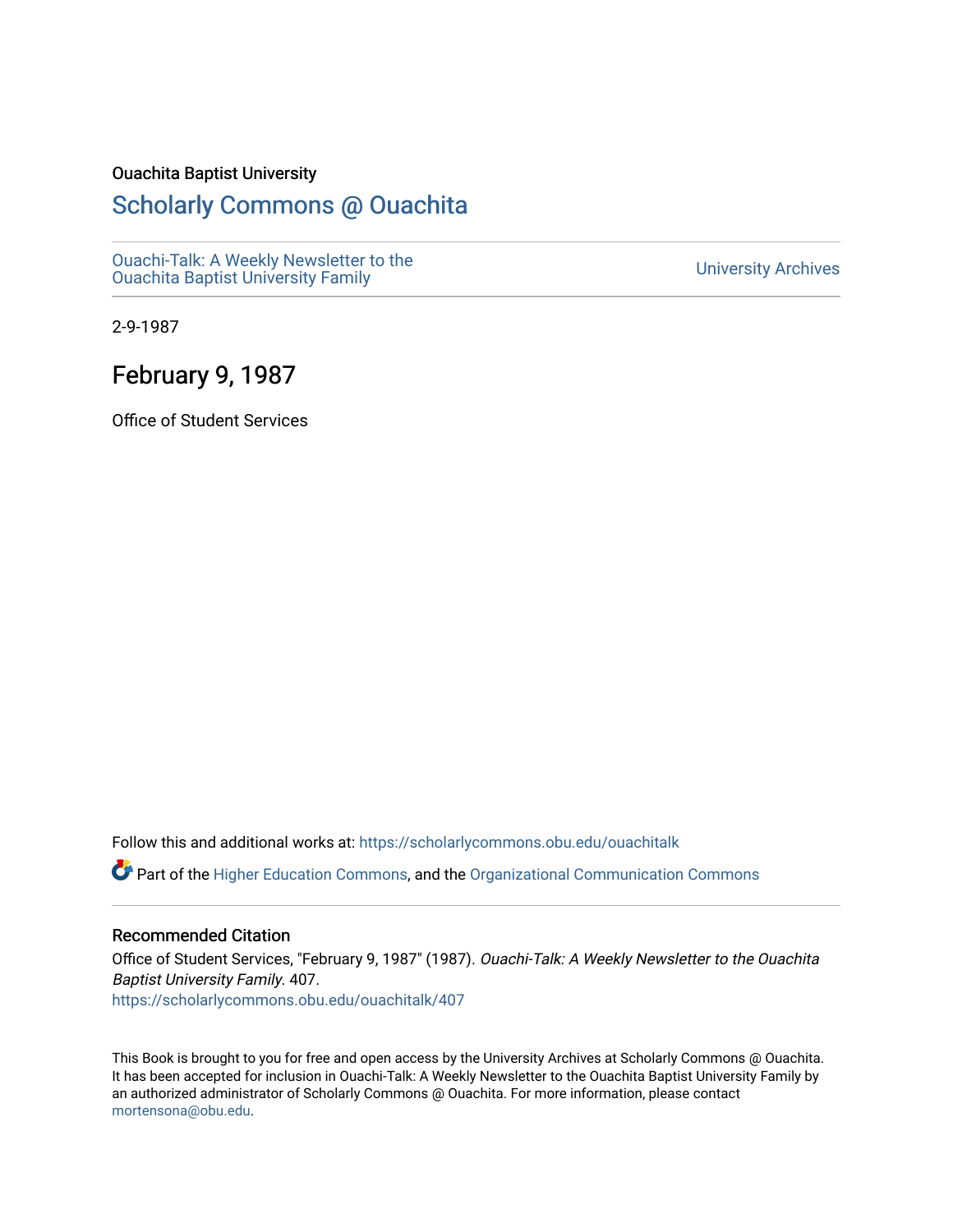Ouachita Baptist University

# Scholarly Commons @ Ouachita

Ouachi-Talk: A Weekly Newsletter to the Ouachita Baptist University Family

University Archives

2-9-1987

## February 9, 1987

Office of Student Services

Follow this and additional works at: https://scholarlycommons.obu.edu/ouachitalk

Part of the Higher Education Commons, and the Organizational Communication Commons

### Recommended Citation

Office of Student Services, "February 9, 1987" (1987). *Ouachi-Talk: A Weekly Newsletter to the Ouachita Baptist University Family*. 407.
https://scholarlycommons.obu.edu/ouachitalk/407

This Book is brought to you for free and open access by the University Archives at Scholarly Commons @ Ouachita. It has been accepted for inclusion in Ouachi-Talk: A Weekly Newsletter to the Ouachita Baptist University Family by an authorized administrator of Scholarly Commons @ Ouachita. For more information, please contact mortensona@obu.edu.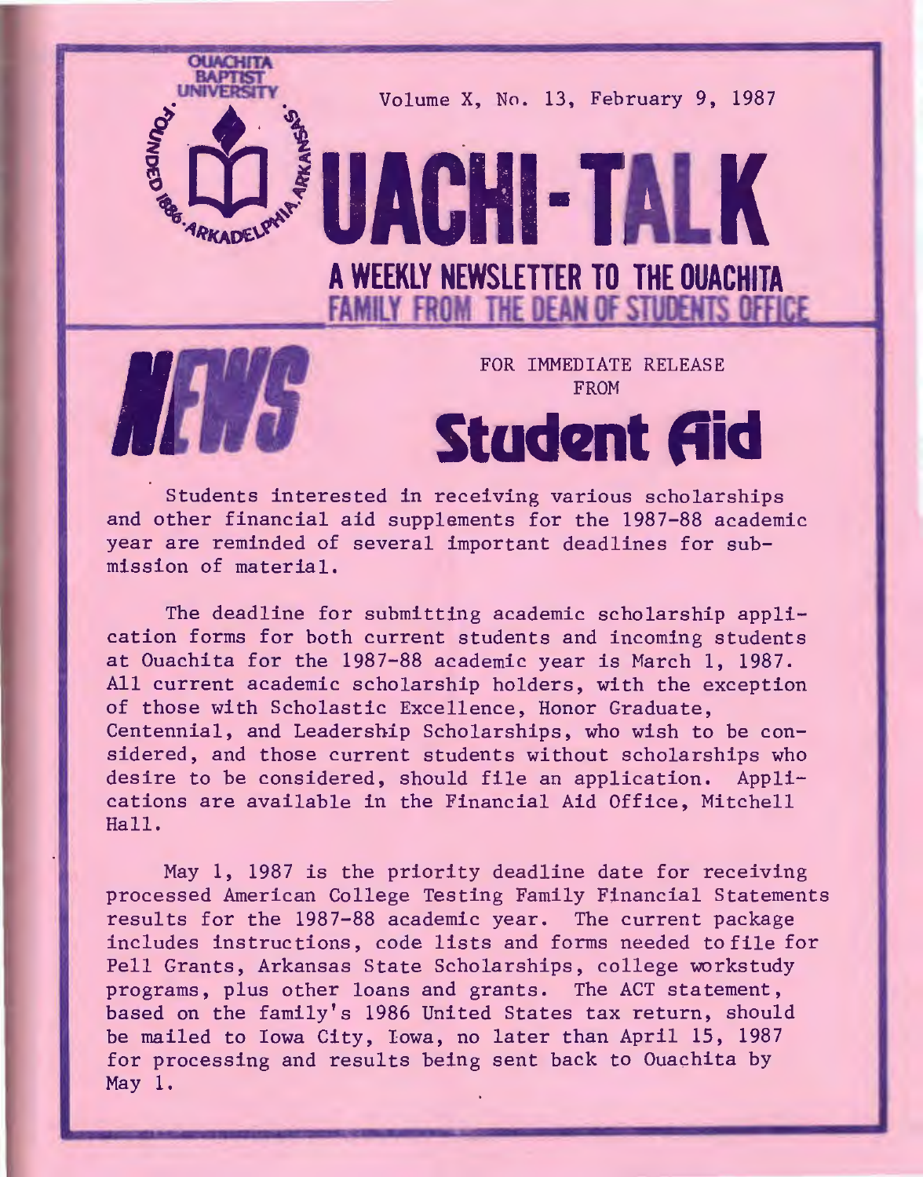OUACHITA BAPTIST UNIVERSITY · FOUNDED 1886 · ARKADELPHIA, ARKANSAS

Volume X, No. 13, February 9, 1987

# OUACHI-TALK

## A WEEKLY NEWSLETTER TO THE OUACHITA FAMILY FROM THE DEAN OF STUDENTS OFFICE

**NEWS**

FOR IMMEDIATE RELEASE
FROM

## Student Aid

Students interested in receiving various scholarships and other financial aid supplements for the 1987-88 academic year are reminded of several important deadlines for submission of material.

The deadline for submitting academic scholarship application forms for both current students and incoming students at Ouachita for the 1987-88 academic year is March 1, 1987. All current academic scholarship holders, with the exception of those with Scholastic Excellence, Honor Graduate, Centennial, and Leadership Scholarships, who wish to be considered, and those current students without scholarships who desire to be considered, should file an application. Applications are available in the Financial Aid Office, Mitchell Hall.

May 1, 1987 is the priority deadline date for receiving processed American College Testing Family Financial Statements results for the 1987-88 academic year. The current package includes instructions, code lists and forms needed to file for Pell Grants, Arkansas State Scholarships, college workstudy programs, plus other loans and grants. The ACT statement, based on the family's 1986 United States tax return, should be mailed to Iowa City, Iowa, no later than April 15, 1987 for processing and results being sent back to Ouachita by May 1.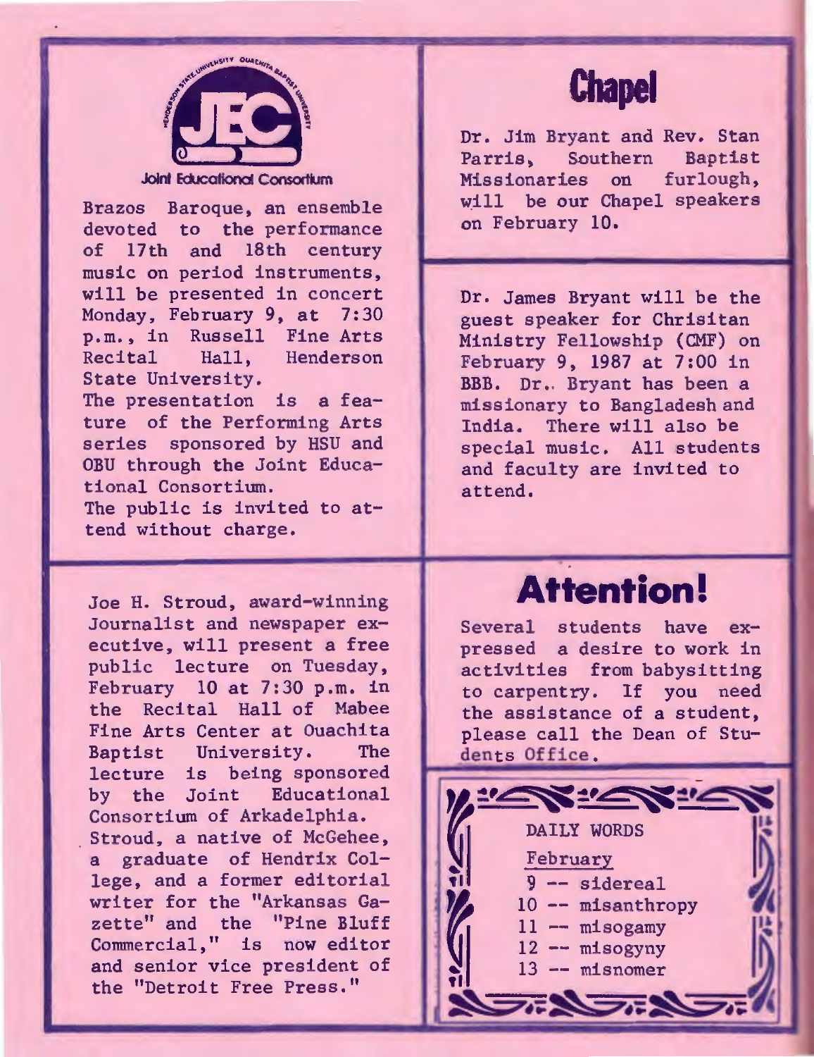**Joint Educational Consortium**

Brazos Baroque, an ensemble devoted to the performance of 17th and 18th century music on period instruments, will be presented in concert Monday, February 9, at 7:30 p.m., in Russell Fine Arts Recital Hall, Henderson State University.

The presentation is a feature of the Performing Arts series sponsored by HSU and OBU through the Joint Educational Consortium.

The public is invited to attend without charge.

Joe H. Stroud, award-winning Journalist and newspaper executive, will present a free public lecture on Tuesday, February 10 at 7:30 p.m. in the Recital Hall of Mabee Fine Arts Center at Ouachita Baptist University. The lecture is being sponsored by the Joint Educational Consortium of Arkadelphia.

Stroud, a native of McGehee, a graduate of Hendrix College, and a former editorial writer for the "Arkansas Gazette" and the "Pine Bluff Commercial," is now editor and senior vice president of the "Detroit Free Press."

# Chapel

Dr. Jim Bryant and Rev. Stan Parris, Southern Baptist Missionaries on furlough, will be our Chapel speakers on February 10.

Dr. James Bryant will be the guest speaker for Chrisitan Ministry Fellowship (CMF) on February 9, 1987 at 7:00 in BBB. Dr. Bryant has been a missionary to Bangladesh and India. There will also be special music. All students and faculty are invited to attend.

# Attention!

Several students have expressed a desire to work in activities from babysitting to carpentry. If you need the assistance of a student, please call the Dean of Students Office.

DAILY WORDS

February

9 -- sidereal
10 -- misanthropy
11 -- misogamy
12 -- misogyny
13 -- misnomer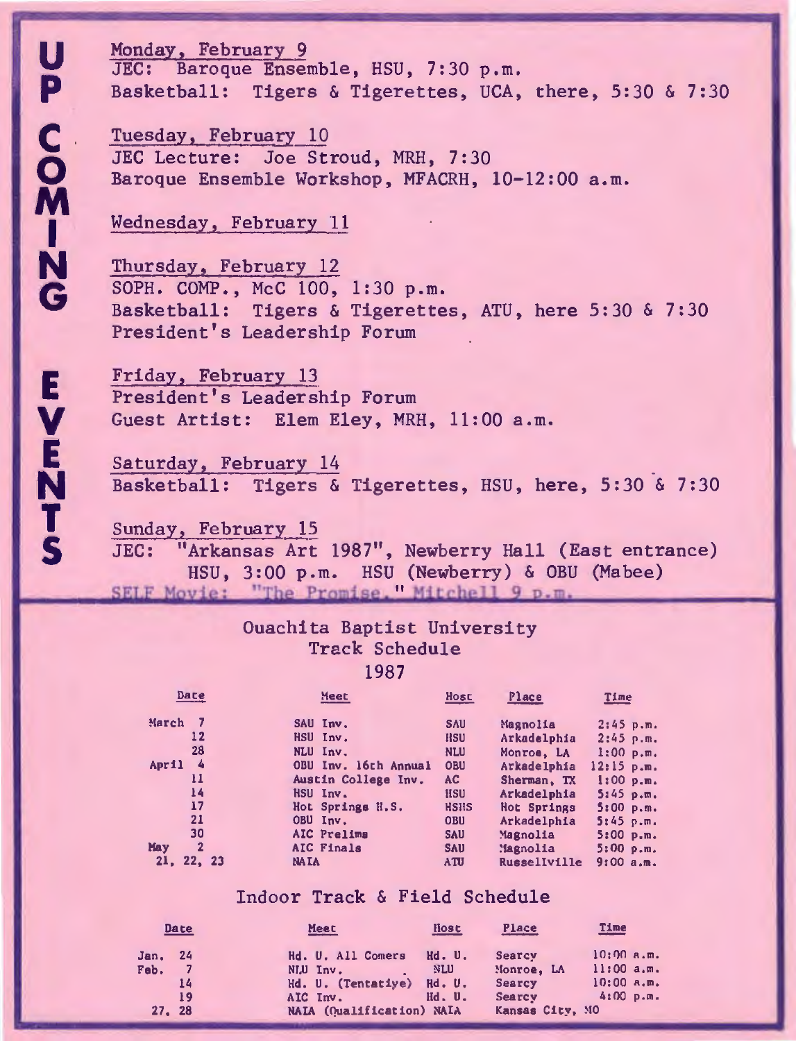# UPCOMING EVENTS

Monday, February 9
JEC: Baroque Ensemble, HSU, 7:30 p.m.
Basketball: Tigers & Tigerettes, UCA, there, 5:30 & 7:30

Tuesday, February 10
JEC Lecture: Joe Stroud, MRH, 7:30
Baroque Ensemble Workshop, MFACRH, 10-12:00 a.m.

Wednesday, February 11

Thursday, February 12
SOPH. COMP., McC 100, 1:30 p.m.
Basketball: Tigers & Tigerettes, ATU, here 5:30 & 7:30
President's Leadership Forum

Friday, February 13
President's Leadership Forum
Guest Artist: Elem Eley, MRH, 11:00 a.m.

Saturday, February 14
Basketball: Tigers & Tigerettes, HSU, here, 5:30 & 7:30

Sunday, February 15
JEC: "Arkansas Art 1987", Newberry Hall (East entrance) HSU, 3:00 p.m. HSU (Newberry) & OBU (Mabee)
SELF Movie: "The Promise," Mitchell 9 p.m.

## Ouachita Baptist University Track Schedule 1987

| Date | Meet | Host | Place | Time |
|---|---|---|---|---|
| March 7 | SAU Inv. | SAU | Magnolia | 2:45 p.m. |
| 12 | HSU Inv. | HSU | Arkadelphia | 2:45 p.m. |
| 28 | NLU Inv. | NLU | Monroe, LA | 1:00 p.m. |
| April 4 | OBU Inv. 16th Annual | OBU | Arkadelphia | 12:15 p.m. |
| 11 | Austin College Inv. | AC | Sherman, TX | 1:00 p.m. |
| 14 | HSU Inv. | HSU | Arkadelphia | 5:45 p.m. |
| 17 | Hot Springs H.S. | HSHS | Hot Springs | 5:00 p.m. |
| 21 | OBU Inv. | OBU | Arkadelphia | 5:45 p.m. |
| 30 | AIC Prelims | SAU | Magnolia | 5:00 p.m. |
| May 2 | AIC Finals | SAU | Magnolia | 5:00 p.m. |
| 21, 22, 23 | NAIA | ATU | Russellville | 9:00 a.m. |

## Indoor Track & Field Schedule

| Date | Meet | Host | Place | Time |
|---|---|---|---|---|
| Jan. 24 | Hd. U. All Comers | Hd. U. | Searcy | 10:00 a.m. |
| Feb. 7 | NLU Inv. | NLU | Monroe, LA | 11:00 a.m. |
| 14 | Hd. U. (Tentative) | Hd. U. | Searcy | 10:00 a.m. |
| 19 | AIC Inv. | Hd. U. | Searcy | 4:00 p.m. |
| 27, 28 | NAIA (Qualification) | NAIA | Kansas City, MO | |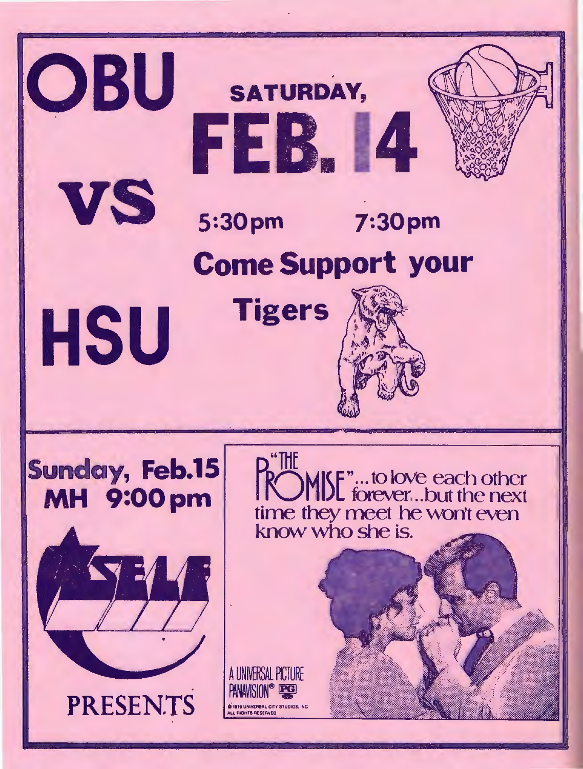# OBU

# VS

# HSU

**SATURDAY,**

# FEB. 14

**5:30pm** **7:30pm**

## Come Support your

## Tigers

---

**Sunday, Feb.15**
**MH 9:00 pm**

SELF

PRESENTS

"THE PROMISE"...to love each other forever...but the next time they meet he won't even know who she is.

A UNIVERSAL PICTURE
PANAVISION® PG

© 1979 UNIVERSAL CITY STUDIOS, INC
ALL RIGHTS RESERVED